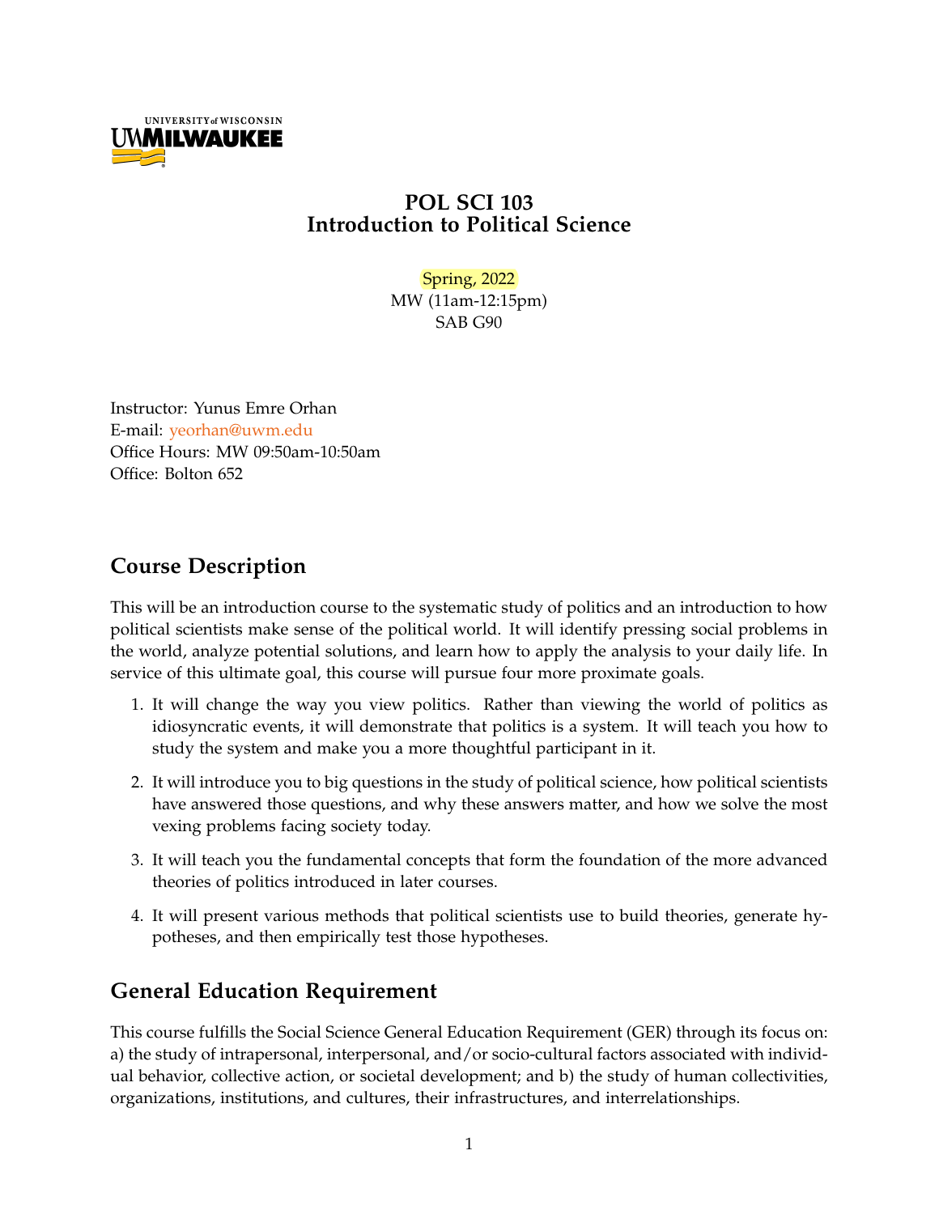# POL SCI 103
# Introduction to Political Science

Spring, 2022
MW (11am-12:15pm)
SAB G90

Instructor: Yunus Emre Orhan
E-mail: yeorhan@uwm.edu
Office Hours: MW 09:50am-10:50am
Office: Bolton 652

## Course Description

This will be an introduction course to the systematic study of politics and an introduction to how political scientists make sense of the political world. It will identify pressing social problems in the world, analyze potential solutions, and learn how to apply the analysis to your daily life. In service of this ultimate goal, this course will pursue four more proximate goals.

1. It will change the way you view politics. Rather than viewing the world of politics as idiosyncratic events, it will demonstrate that politics is a system. It will teach you how to study the system and make you a more thoughtful participant in it.

2. It will introduce you to big questions in the study of political science, how political scientists have answered those questions, and why these answers matter, and how we solve the most vexing problems facing society today.

3. It will teach you the fundamental concepts that form the foundation of the more advanced theories of politics introduced in later courses.

4. It will present various methods that political scientists use to build theories, generate hypotheses, and then empirically test those hypotheses.

## General Education Requirement

This course fulfills the Social Science General Education Requirement (GER) through its focus on: a) the study of intrapersonal, interpersonal, and/or socio-cultural factors associated with individual behavior, collective action, or societal development; and b) the study of human collectivities, organizations, institutions, and cultures, their infrastructures, and interrelationships.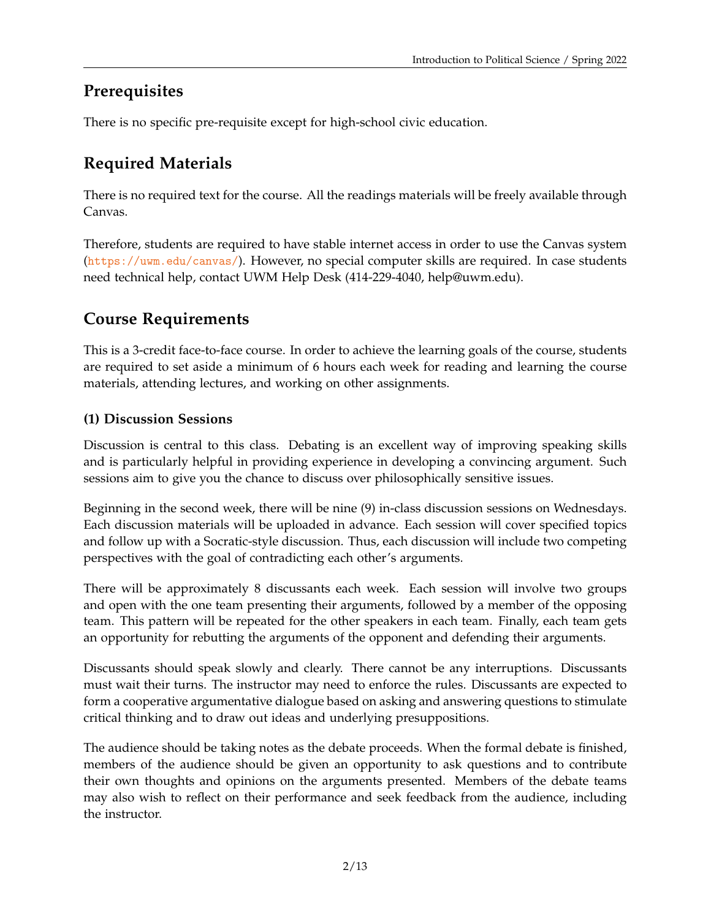## Prerequisites

There is no specific pre-requisite except for high-school civic education.

## Required Materials

There is no required text for the course. All the readings materials will be freely available through Canvas.

Therefore, students are required to have stable internet access in order to use the Canvas system (https://uwm.edu/canvas/). However, no special computer skills are required. In case students need technical help, contact UWM Help Desk (414-229-4040, help@uwm.edu).

## Course Requirements

This is a 3-credit face-to-face course. In order to achieve the learning goals of the course, students are required to set aside a minimum of 6 hours each week for reading and learning the course materials, attending lectures, and working on other assignments.

### (1) Discussion Sessions

Discussion is central to this class. Debating is an excellent way of improving speaking skills and is particularly helpful in providing experience in developing a convincing argument. Such sessions aim to give you the chance to discuss over philosophically sensitive issues.

Beginning in the second week, there will be nine (9) in-class discussion sessions on Wednesdays. Each discussion materials will be uploaded in advance. Each session will cover specified topics and follow up with a Socratic-style discussion. Thus, each discussion will include two competing perspectives with the goal of contradicting each other's arguments.

There will be approximately 8 discussants each week. Each session will involve two groups and open with the one team presenting their arguments, followed by a member of the opposing team. This pattern will be repeated for the other speakers in each team. Finally, each team gets an opportunity for rebutting the arguments of the opponent and defending their arguments.

Discussants should speak slowly and clearly. There cannot be any interruptions. Discussants must wait their turns. The instructor may need to enforce the rules. Discussants are expected to form a cooperative argumentative dialogue based on asking and answering questions to stimulate critical thinking and to draw out ideas and underlying presuppositions.

The audience should be taking notes as the debate proceeds. When the formal debate is finished, members of the audience should be given an opportunity to ask questions and to contribute their own thoughts and opinions on the arguments presented. Members of the debate teams may also wish to reflect on their performance and seek feedback from the audience, including the instructor.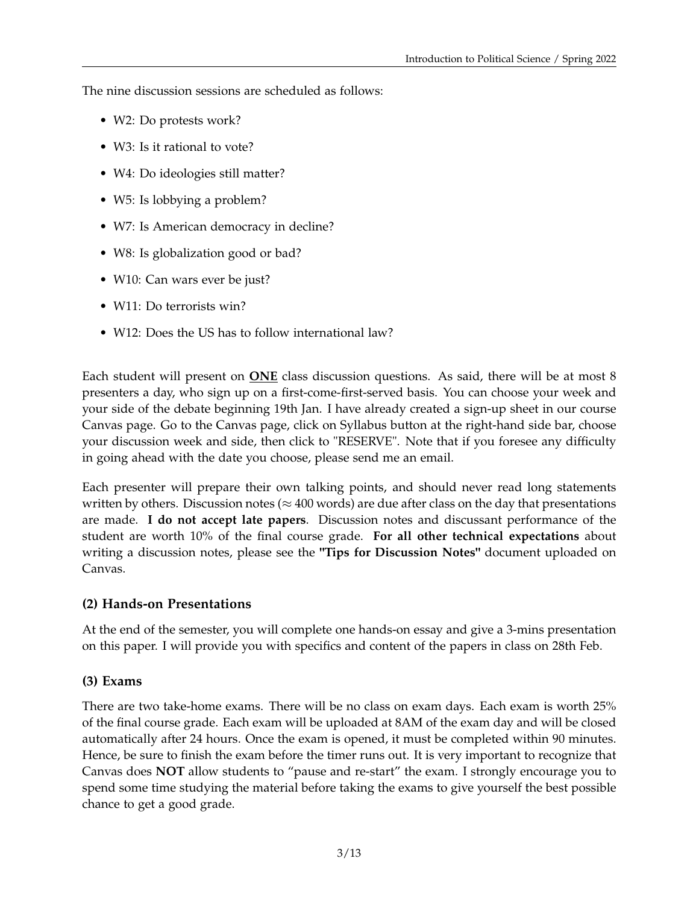The nine discussion sessions are scheduled as follows:

- W2: Do protests work?
- W3: Is it rational to vote?
- W4: Do ideologies still matter?
- W5: Is lobbying a problem?
- W7: Is American democracy in decline?
- W8: Is globalization good or bad?
- W10: Can wars ever be just?
- W11: Do terrorists win?
- W12: Does the US has to follow international law?

Each student will present on **<u>ONE</u>** class discussion questions. As said, there will be at most 8 presenters a day, who sign up on a first-come-first-served basis. You can choose your week and your side of the debate beginning 19th Jan. I have already created a sign-up sheet in our course Canvas page. Go to the Canvas page, click on Syllabus button at the right-hand side bar, choose your discussion week and side, then click to "RESERVE". Note that if you foresee any difficulty in going ahead with the date you choose, please send me an email.

Each presenter will prepare their own talking points, and should never read long statements written by others. Discussion notes ($\approx$ 400 words) are due after class on the day that presentations are made. **I do not accept late papers**. Discussion notes and discussant performance of the student are worth 10% of the final course grade. **For all other technical expectations** about writing a discussion notes, please see the **"Tips for Discussion Notes"** document uploaded on Canvas.

### (2) Hands-on Presentations

At the end of the semester, you will complete one hands-on essay and give a 3-mins presentation on this paper. I will provide you with specifics and content of the papers in class on 28th Feb.

### (3) Exams

There are two take-home exams. There will be no class on exam days. Each exam is worth 25% of the final course grade. Each exam will be uploaded at 8AM of the exam day and will be closed automatically after 24 hours. Once the exam is opened, it must be completed within 90 minutes. Hence, be sure to finish the exam before the timer runs out. It is very important to recognize that Canvas does **NOT** allow students to "pause and re-start" the exam. I strongly encourage you to spend some time studying the material before taking the exams to give yourself the best possible chance to get a good grade.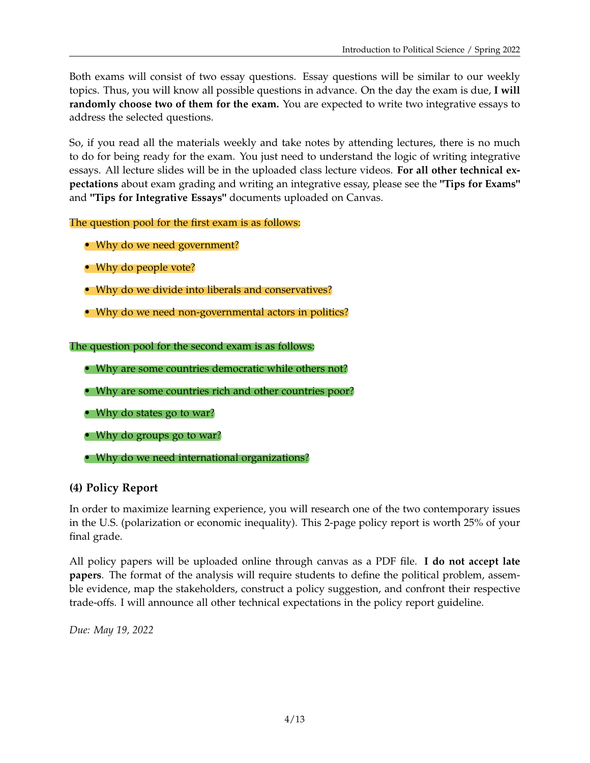Both exams will consist of two essay questions. Essay questions will be similar to our weekly topics. Thus, you will know all possible questions in advance. On the day the exam is due, **I will randomly choose two of them for the exam.** You are expected to write two integrative essays to address the selected questions.

So, if you read all the materials weekly and take notes by attending lectures, there is no much to do for being ready for the exam. You just need to understand the logic of writing integrative essays. All lecture slides will be in the uploaded class lecture videos. **For all other technical expectations** about exam grading and writing an integrative essay, please see the **"Tips for Exams"** and **"Tips for Integrative Essays"** documents uploaded on Canvas.

The question pool for the first exam is as follows:

- Why do we need government?
- Why do people vote?
- Why do we divide into liberals and conservatives?
- Why do we need non-governmental actors in politics?

The question pool for the second exam is as follows:

- Why are some countries democratic while others not?
- Why are some countries rich and other countries poor?
- Why do states go to war?
- Why do groups go to war?
- Why do we need international organizations?

### (4) Policy Report

In order to maximize learning experience, you will research one of the two contemporary issues in the U.S. (polarization or economic inequality). This 2-page policy report is worth 25% of your final grade.

All policy papers will be uploaded online through canvas as a PDF file. **I do not accept late papers**. The format of the analysis will require students to define the political problem, assemble evidence, map the stakeholders, construct a policy suggestion, and confront their respective trade-offs. I will announce all other technical expectations in the policy report guideline.

*Due: May 19, 2022*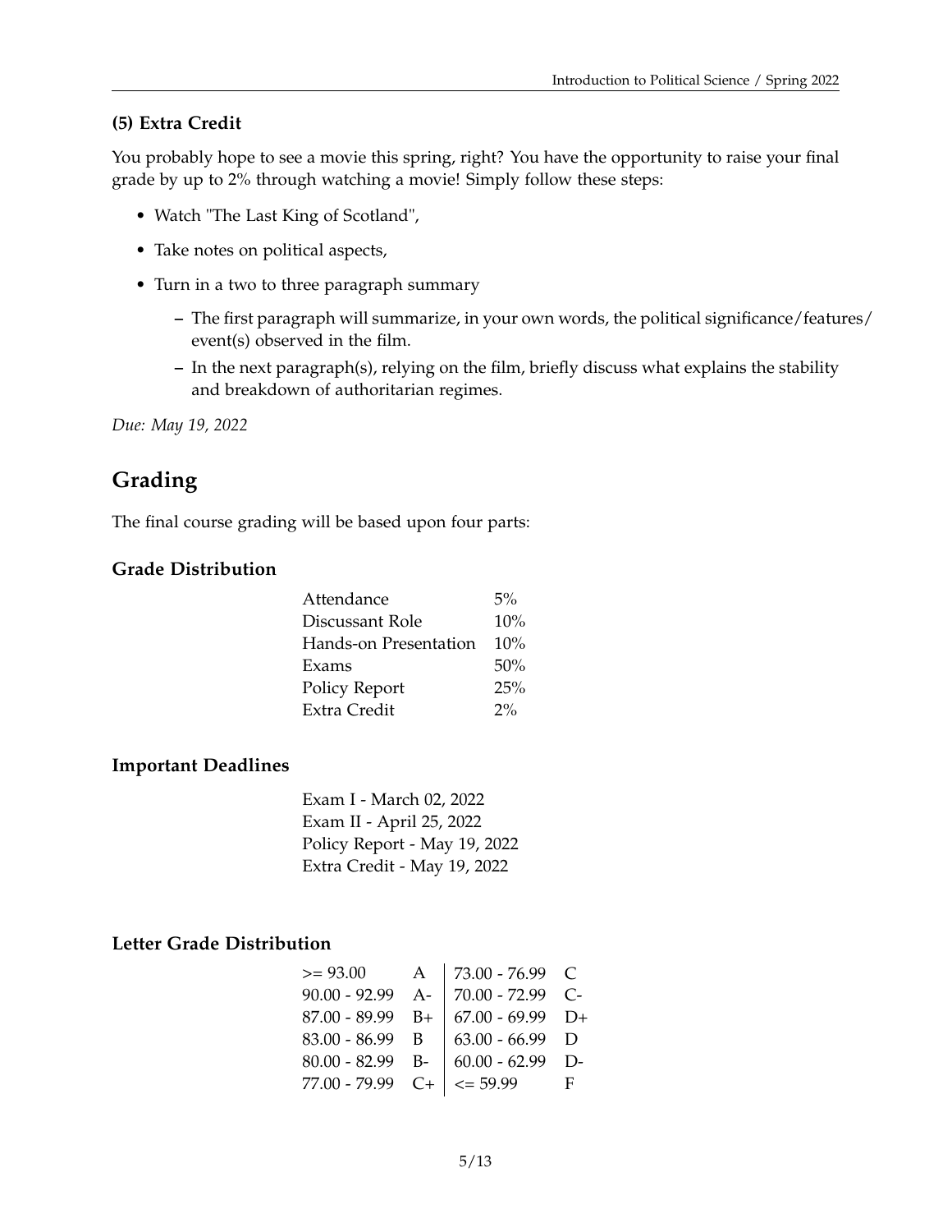### (5) Extra Credit

You probably hope to see a movie this spring, right? You have the opportunity to raise your final grade by up to 2% through watching a movie! Simply follow these steps:

- Watch "The Last King of Scotland",
- Take notes on political aspects,
- Turn in a two to three paragraph summary
  - The first paragraph will summarize, in your own words, the political significance/features/event(s) observed in the film.
  - In the next paragraph(s), relying on the film, briefly discuss what explains the stability and breakdown of authoritarian regimes.

*Due: May 19, 2022*

## Grading

The final course grading will be based upon four parts:

### Grade Distribution

| | |
|---|---|
| Attendance | 5% |
| Discussant Role | 10% |
| Hands-on Presentation | 10% |
| Exams | 50% |
| Policy Report | 25% |
| Extra Credit | 2% |

### Important Deadlines

Exam I - March 02, 2022
Exam II - April 25, 2022
Policy Report - May 19, 2022
Extra Credit - May 19, 2022

### Letter Grade Distribution

| | | | |
|---|---|---|---|
| >= 93.00 | A | 73.00 - 76.99 | C |
| 90.00 - 92.99 | A- | 70.00 - 72.99 | C- |
| 87.00 - 89.99 | B+ | 67.00 - 69.99 | D+ |
| 83.00 - 86.99 | B | 63.00 - 66.99 | D |
| 80.00 - 82.99 | B- | 60.00 - 62.99 | D- |
| 77.00 - 79.99 | C+ | <= 59.99 | F |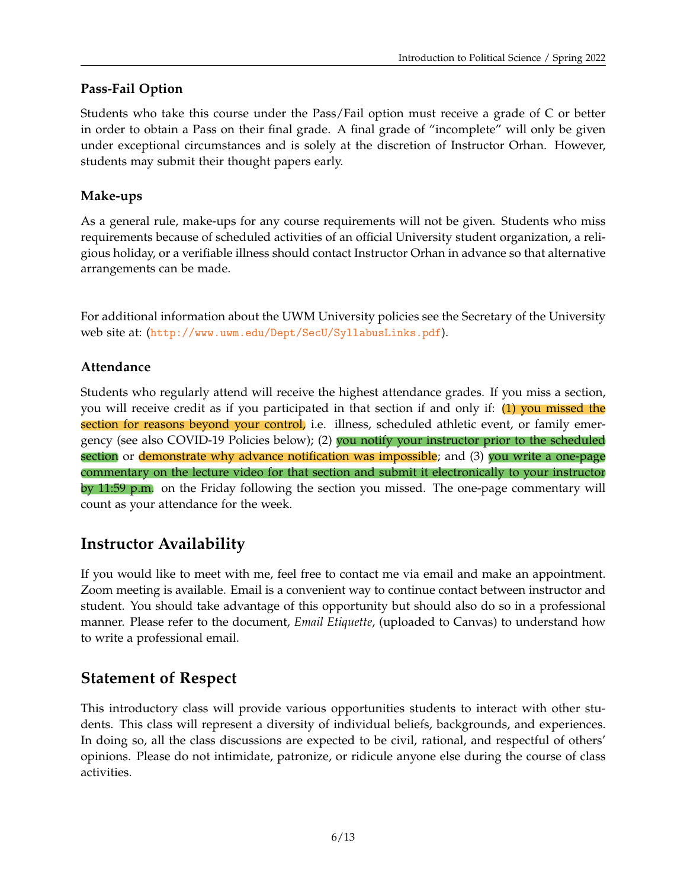### Pass-Fail Option

Students who take this course under the Pass/Fail option must receive a grade of C or better in order to obtain a Pass on their final grade. A final grade of "incomplete" will only be given under exceptional circumstances and is solely at the discretion of Instructor Orhan. However, students may submit their thought papers early.

### Make-ups

As a general rule, make-ups for any course requirements will not be given. Students who miss requirements because of scheduled activities of an official University student organization, a religious holiday, or a verifiable illness should contact Instructor Orhan in advance so that alternative arrangements can be made.

For additional information about the UWM University policies see the Secretary of the University web site at: (http://www.uwm.edu/Dept/SecU/SyllabusLinks.pdf).

### Attendance

Students who regularly attend will receive the highest attendance grades. If you miss a section, you will receive credit as if you participated in that section if and only if: (1) you missed the section for reasons beyond your control, i.e. illness, scheduled athletic event, or family emergency (see also COVID-19 Policies below); (2) you notify your instructor prior to the scheduled section or demonstrate why advance notification was impossible; and (3) you write a one-page commentary on the lecture video for that section and submit it electronically to your instructor by 11:59 p.m. on the Friday following the section you missed. The one-page commentary will count as your attendance for the week.

## Instructor Availability

If you would like to meet with me, feel free to contact me via email and make an appointment. Zoom meeting is available. Email is a convenient way to continue contact between instructor and student. You should take advantage of this opportunity but should also do so in a professional manner. Please refer to the document, *Email Etiquette*, (uploaded to Canvas) to understand how to write a professional email.

## Statement of Respect

This introductory class will provide various opportunities students to interact with other students. This class will represent a diversity of individual beliefs, backgrounds, and experiences. In doing so, all the class discussions are expected to be civil, rational, and respectful of others' opinions. Please do not intimidate, patronize, or ridicule anyone else during the course of class activities.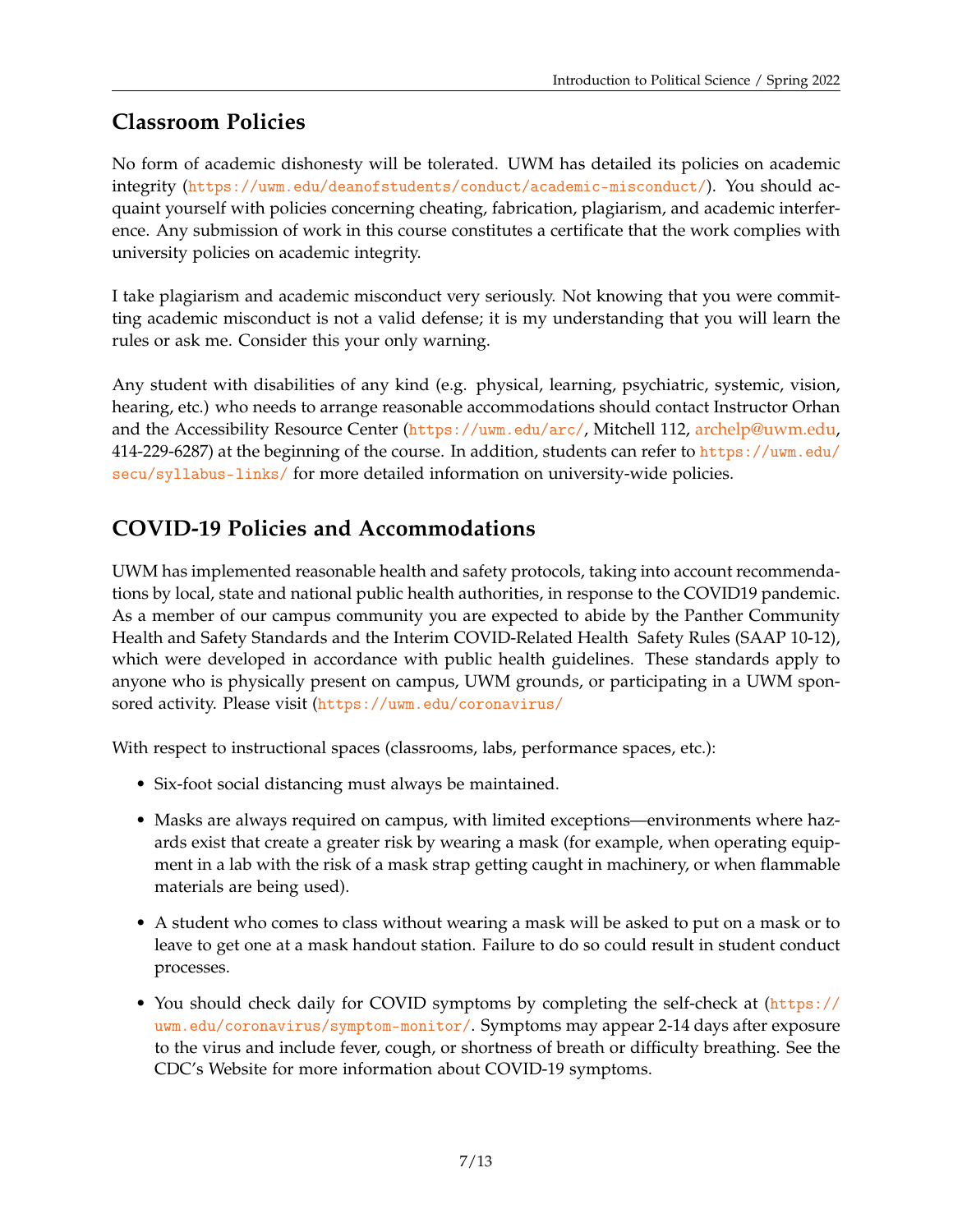## Classroom Policies

No form of academic dishonesty will be tolerated. UWM has detailed its policies on academic integrity (https://uwm.edu/deanofstudents/conduct/academic-misconduct/). You should acquaint yourself with policies concerning cheating, fabrication, plagiarism, and academic interference. Any submission of work in this course constitutes a certificate that the work complies with university policies on academic integrity.

I take plagiarism and academic misconduct very seriously. Not knowing that you were committing academic misconduct is not a valid defense; it is my understanding that you will learn the rules or ask me. Consider this your only warning.

Any student with disabilities of any kind (e.g. physical, learning, psychiatric, systemic, vision, hearing, etc.) who needs to arrange reasonable accommodations should contact Instructor Orhan and the Accessibility Resource Center (https://uwm.edu/arc/, Mitchell 112, archelp@uwm.edu, 414-229-6287) at the beginning of the course. In addition, students can refer to https://uwm.edu/secu/syllabus-links/ for more detailed information on university-wide policies.

## COVID-19 Policies and Accommodations

UWM has implemented reasonable health and safety protocols, taking into account recommendations by local, state and national public health authorities, in response to the COVID19 pandemic. As a member of our campus community you are expected to abide by the Panther Community Health and Safety Standards and the Interim COVID-Related Health Safety Rules (SAAP 10-12), which were developed in accordance with public health guidelines. These standards apply to anyone who is physically present on campus, UWM grounds, or participating in a UWM sponsored activity. Please visit (https://uwm.edu/coronavirus/

With respect to instructional spaces (classrooms, labs, performance spaces, etc.):

- Six-foot social distancing must always be maintained.
- Masks are always required on campus, with limited exceptions—environments where hazards exist that create a greater risk by wearing a mask (for example, when operating equipment in a lab with the risk of a mask strap getting caught in machinery, or when flammable materials are being used).
- A student who comes to class without wearing a mask will be asked to put on a mask or to leave to get one at a mask handout station. Failure to do so could result in student conduct processes.
- You should check daily for COVID symptoms by completing the self-check at (https://uwm.edu/coronavirus/symptom-monitor/. Symptoms may appear 2-14 days after exposure to the virus and include fever, cough, or shortness of breath or difficulty breathing. See the CDC's Website for more information about COVID-19 symptoms.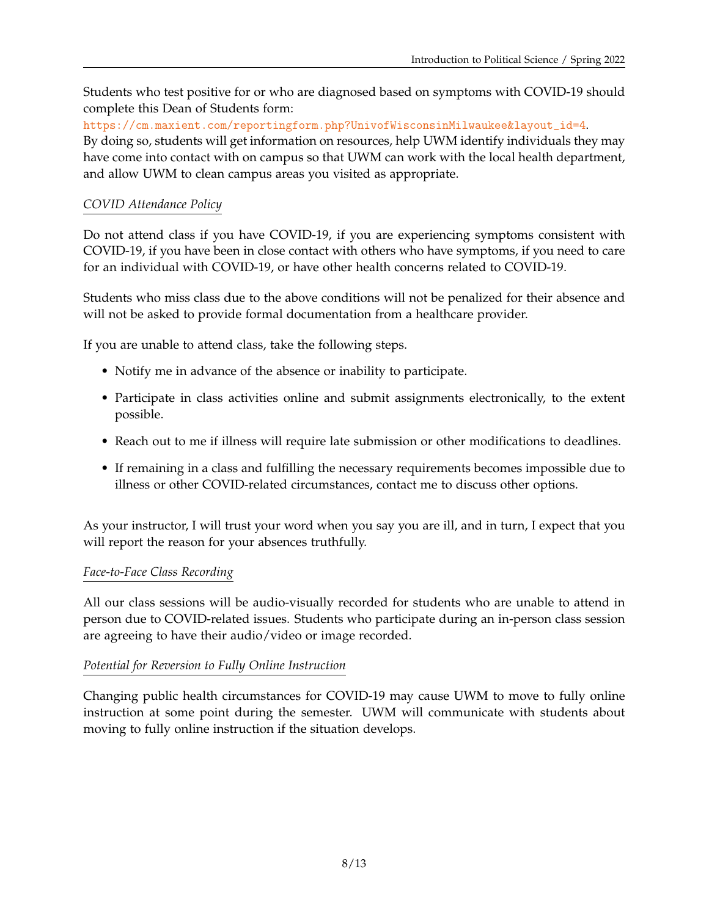Students who test positive for or who are diagnosed based on symptoms with COVID-19 should complete this Dean of Students form:
https://cm.maxient.com/reportingform.php?UnivofWisconsinMilwaukee&layout_id=4.
By doing so, students will get information on resources, help UWM identify individuals they may have come into contact with on campus so that UWM can work with the local health department, and allow UWM to clean campus areas you visited as appropriate.

*COVID Attendance Policy*

Do not attend class if you have COVID-19, if you are experiencing symptoms consistent with COVID-19, if you have been in close contact with others who have symptoms, if you need to care for an individual with COVID-19, or have other health concerns related to COVID-19.

Students who miss class due to the above conditions will not be penalized for their absence and will not be asked to provide formal documentation from a healthcare provider.

If you are unable to attend class, take the following steps.

- Notify me in advance of the absence or inability to participate.
- Participate in class activities online and submit assignments electronically, to the extent possible.
- Reach out to me if illness will require late submission or other modifications to deadlines.
- If remaining in a class and fulfilling the necessary requirements becomes impossible due to illness or other COVID-related circumstances, contact me to discuss other options.

As your instructor, I will trust your word when you say you are ill, and in turn, I expect that you will report the reason for your absences truthfully.

*Face-to-Face Class Recording*

All our class sessions will be audio-visually recorded for students who are unable to attend in person due to COVID-related issues. Students who participate during an in-person class session are agreeing to have their audio/video or image recorded.

*Potential for Reversion to Fully Online Instruction*

Changing public health circumstances for COVID-19 may cause UWM to move to fully online instruction at some point during the semester. UWM will communicate with students about moving to fully online instruction if the situation develops.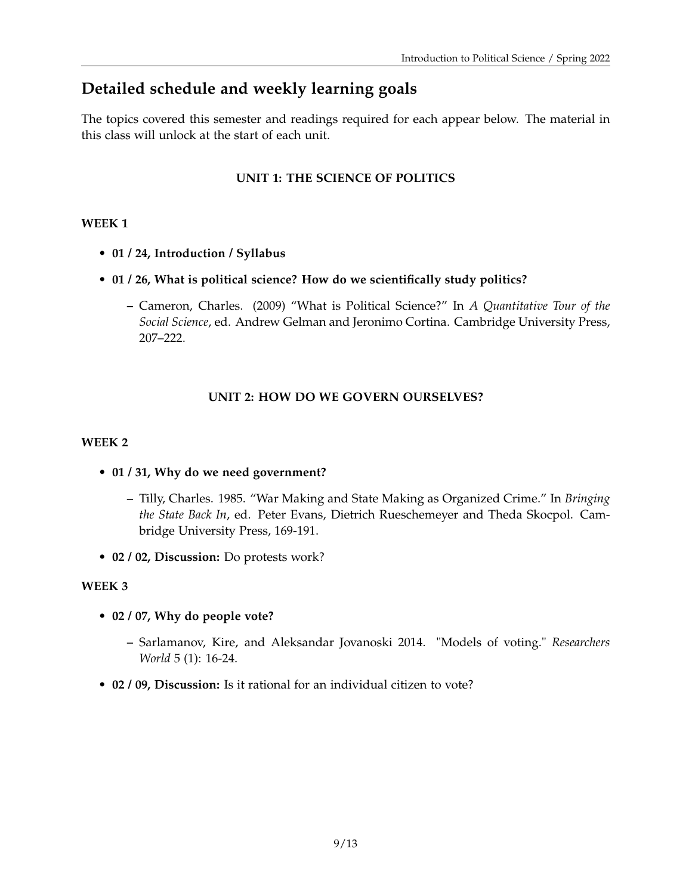## Detailed schedule and weekly learning goals

The topics covered this semester and readings required for each appear below. The material in this class will unlock at the start of each unit.

### UNIT 1: THE SCIENCE OF POLITICS

#### WEEK 1

- **01 / 24, Introduction / Syllabus**
- **01 / 26, What is political science? How do we scientifically study politics?**
  - Cameron, Charles. (2009) "What is Political Science?" In *A Quantitative Tour of the Social Science*, ed. Andrew Gelman and Jeronimo Cortina. Cambridge University Press, 207–222.

### UNIT 2: HOW DO WE GOVERN OURSELVES?

#### WEEK 2

- **01 / 31, Why do we need government?**
  - Tilly, Charles. 1985. "War Making and State Making as Organized Crime." In *Bringing the State Back In*, ed. Peter Evans, Dietrich Rueschemeyer and Theda Skocpol. Cambridge University Press, 169-191.
- **02 / 02, Discussion:** Do protests work?

#### WEEK 3

- **02 / 07, Why do people vote?**
  - Sarlamanov, Kire, and Aleksandar Jovanoski 2014. "Models of voting." *Researchers World* 5 (1): 16-24.
- **02 / 09, Discussion:** Is it rational for an individual citizen to vote?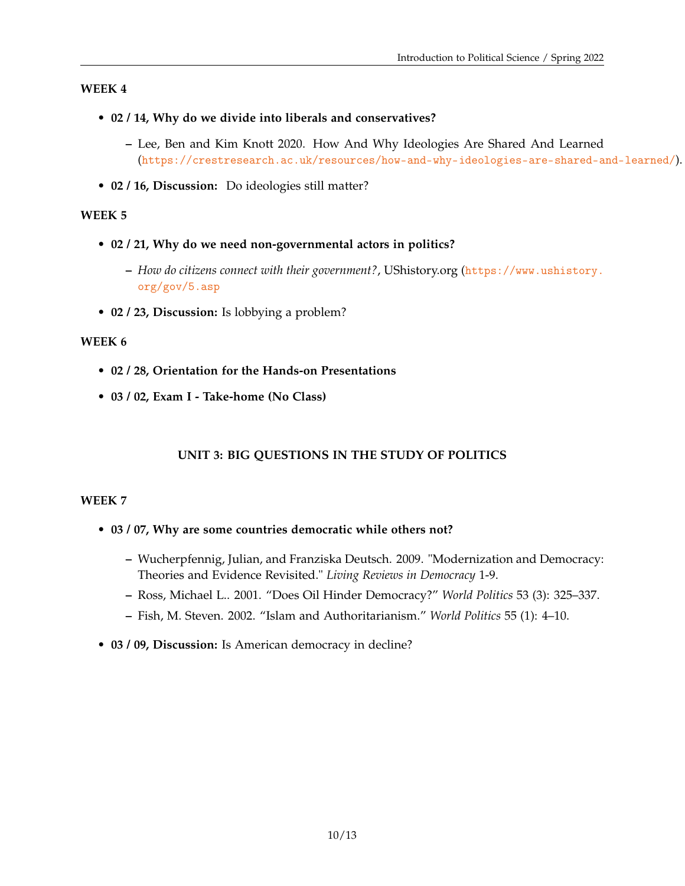### WEEK 4

- **02 / 14, Why do we divide into liberals and conservatives?**
  - Lee, Ben and Kim Knott 2020. How And Why Ideologies Are Shared And Learned (https://crestresearch.ac.uk/resources/how-and-why-ideologies-are-shared-and-learned/).
- **02 / 16, Discussion:** Do ideologies still matter?

### WEEK 5

- **02 / 21, Why do we need non-governmental actors in politics?**
  - *How do citizens connect with their government?*, UShistory.org (https://www.ushistory.org/gov/5.asp
- **02 / 23, Discussion:** Is lobbying a problem?

### WEEK 6

- **02 / 28, Orientation for the Hands-on Presentations**
- **03 / 02, Exam I - Take-home (No Class)**

## UNIT 3: BIG QUESTIONS IN THE STUDY OF POLITICS

### WEEK 7

- **03 / 07, Why are some countries democratic while others not?**
  - Wucherpfennig, Julian, and Franziska Deutsch. 2009. "Modernization and Democracy: Theories and Evidence Revisited." *Living Reviews in Democracy* 1-9.
  - Ross, Michael L.. 2001. "Does Oil Hinder Democracy?" *World Politics* 53 (3): 325–337.
  - Fish, M. Steven. 2002. "Islam and Authoritarianism." *World Politics* 55 (1): 4–10.
- **03 / 09, Discussion:** Is American democracy in decline?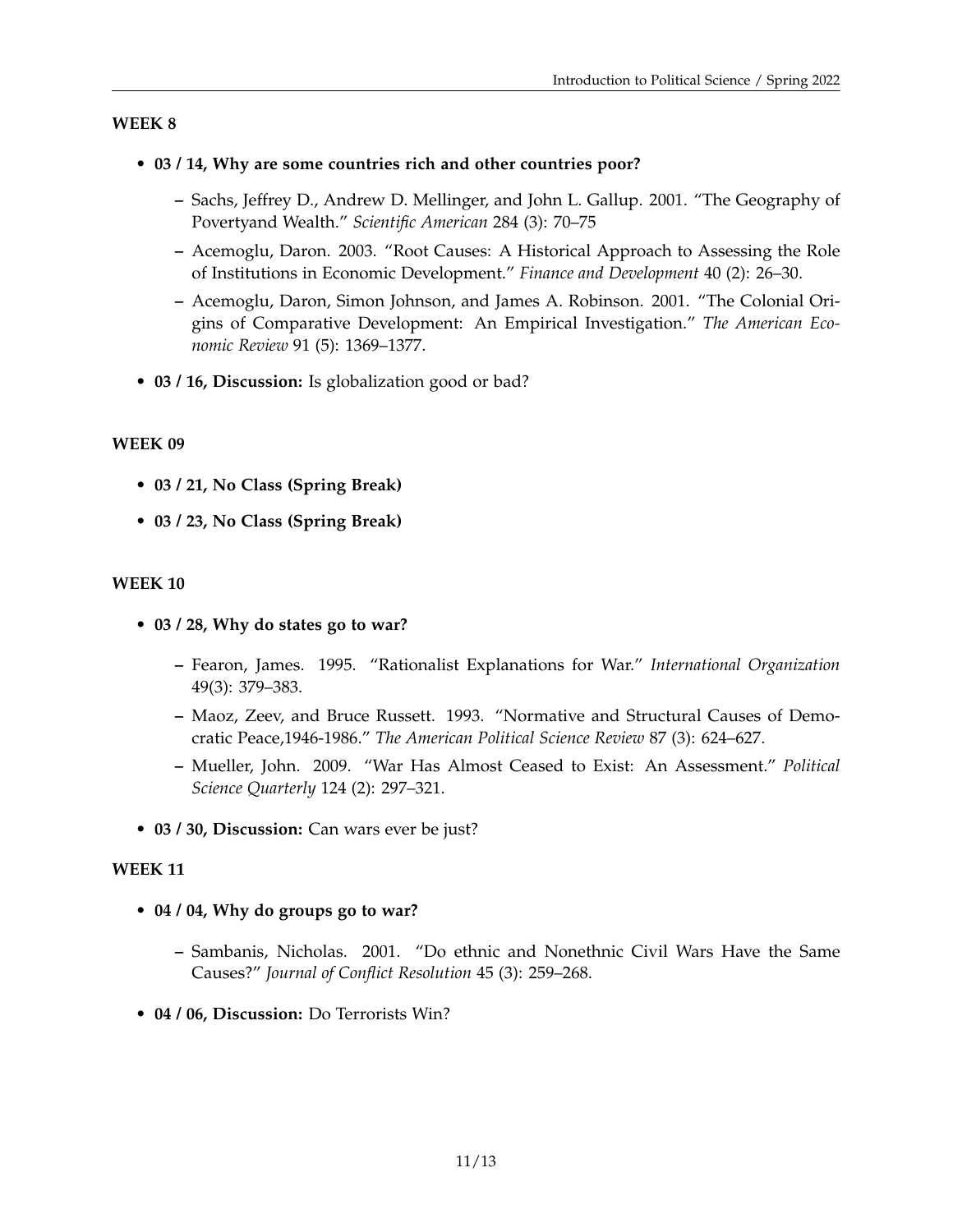### WEEK 8

- **03 / 14, Why are some countries rich and other countries poor?**
  - Sachs, Jeffrey D., Andrew D. Mellinger, and John L. Gallup. 2001. "The Geography of Povertyand Wealth." *Scientific American* 284 (3): 70–75
  - Acemoglu, Daron. 2003. "Root Causes: A Historical Approach to Assessing the Role of Institutions in Economic Development." *Finance and Development* 40 (2): 26–30.
  - Acemoglu, Daron, Simon Johnson, and James A. Robinson. 2001. "The Colonial Origins of Comparative Development: An Empirical Investigation." *The American Economic Review* 91 (5): 1369–1377.
- **03 / 16, Discussion:** Is globalization good or bad?

### WEEK 09

- **03 / 21, No Class (Spring Break)**
- **03 / 23, No Class (Spring Break)**

### WEEK 10

- **03 / 28, Why do states go to war?**
  - Fearon, James. 1995. "Rationalist Explanations for War." *International Organization* 49(3): 379–383.
  - Maoz, Zeev, and Bruce Russett. 1993. "Normative and Structural Causes of Democratic Peace,1946-1986." *The American Political Science Review* 87 (3): 624–627.
  - Mueller, John. 2009. "War Has Almost Ceased to Exist: An Assessment." *Political Science Quarterly* 124 (2): 297–321.
- **03 / 30, Discussion:** Can wars ever be just?

### WEEK 11

- **04 / 04, Why do groups go to war?**
  - Sambanis, Nicholas. 2001. "Do ethnic and Nonethnic Civil Wars Have the Same Causes?" *Journal of Conflict Resolution* 45 (3): 259–268.
- **04 / 06, Discussion:** Do Terrorists Win?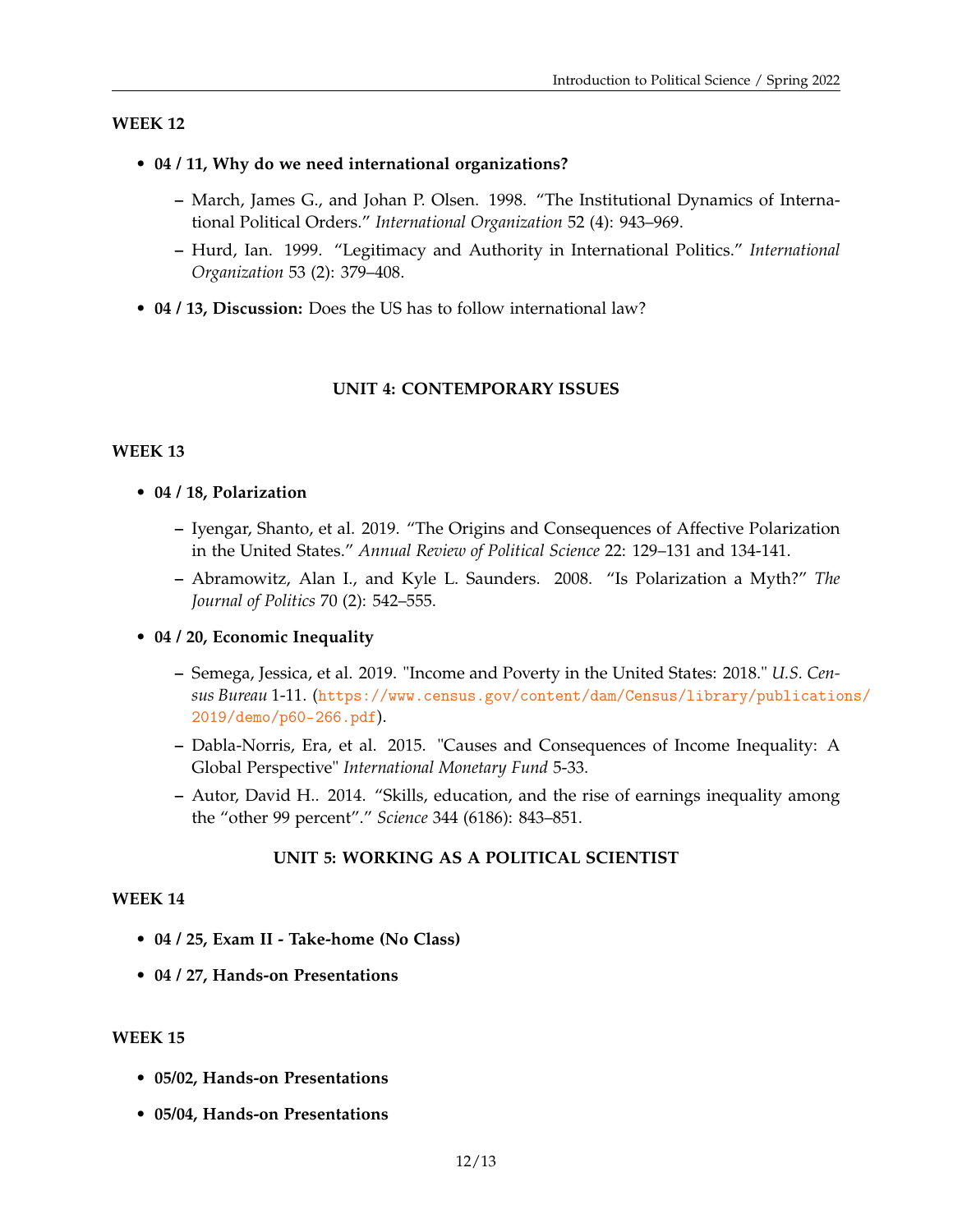**WEEK 12**

- **04 / 11, Why do we need international organizations?**
  - March, James G., and Johan P. Olsen. 1998. "The Institutional Dynamics of International Political Orders." *International Organization* 52 (4): 943–969.
  - Hurd, Ian. 1999. "Legitimacy and Authority in International Politics." *International Organization* 53 (2): 379–408.
- **04 / 13, Discussion:** Does the US has to follow international law?

## UNIT 4: CONTEMPORARY ISSUES

**WEEK 13**

- **04 / 18, Polarization**
  - Iyengar, Shanto, et al. 2019. "The Origins and Consequences of Affective Polarization in the United States." *Annual Review of Political Science* 22: 129–131 and 134-141.
  - Abramowitz, Alan I., and Kyle L. Saunders. 2008. "Is Polarization a Myth?" *The Journal of Politics* 70 (2): 542–555.
- **04 / 20, Economic Inequality**
  - Semega, Jessica, et al. 2019. "Income and Poverty in the United States: 2018." *U.S. Census Bureau* 1-11. (https://www.census.gov/content/dam/Census/library/publications/2019/demo/p60-266.pdf).
  - Dabla-Norris, Era, et al. 2015. "Causes and Consequences of Income Inequality: A Global Perspective" *International Monetary Fund* 5-33.
  - Autor, David H.. 2014. "Skills, education, and the rise of earnings inequality among the "other 99 percent"." *Science* 344 (6186): 843–851.

## UNIT 5: WORKING AS A POLITICAL SCIENTIST

**WEEK 14**

- **04 / 25, Exam II - Take-home (No Class)**
- **04 / 27, Hands-on Presentations**

**WEEK 15**

- **05/02, Hands-on Presentations**
- **05/04, Hands-on Presentations**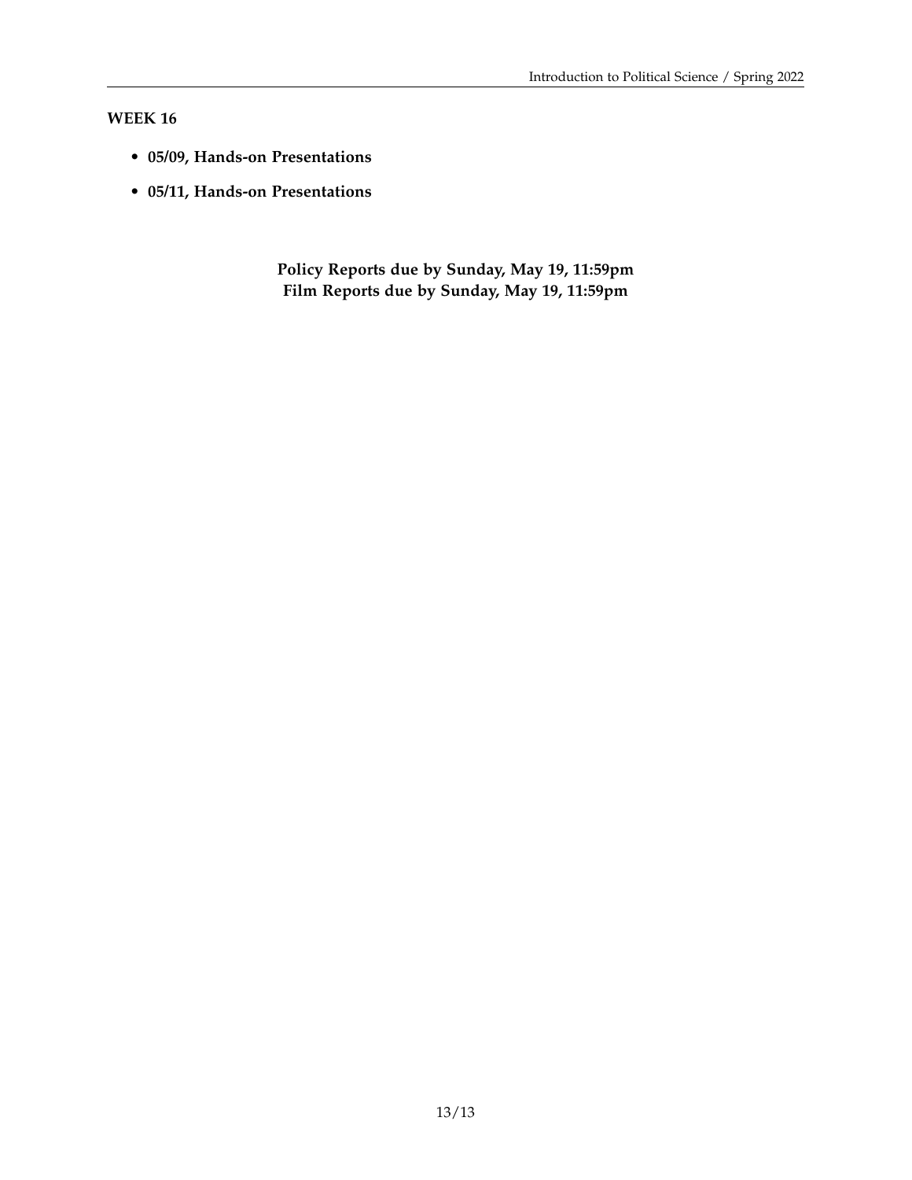**WEEK 16**

- **05/09, Hands-on Presentations**
- **05/11, Hands-on Presentations**

**Policy Reports due by Sunday, May 19, 11:59pm**
**Film Reports due by Sunday, May 19, 11:59pm**